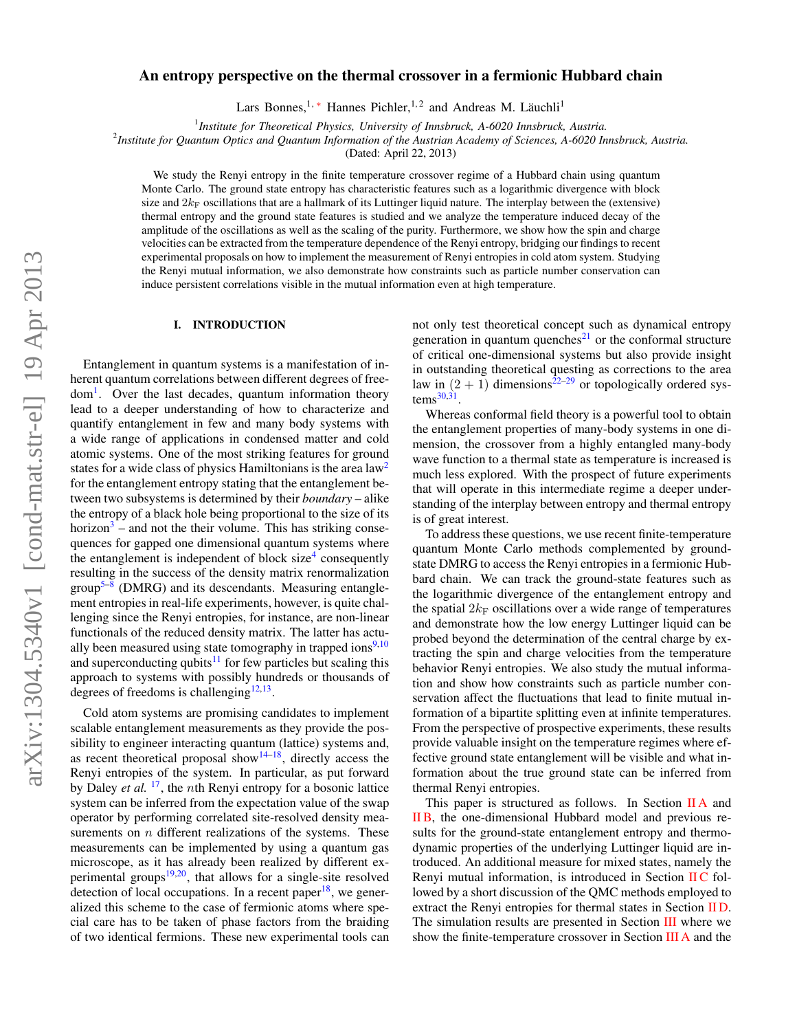# An entropy perspective on the thermal crossover in a fermionic Hubbard chain

Lars Bonnes,[1,*] Hannes Pichler,[1,2] and Andreas M. Läuchli[1]

[1] *Institute for Theoretical Physics, University of Innsbruck, A-6020 Innsbruck, Austria.*
[2] *Institute for Quantum Optics and Quantum Information of the Austrian Academy of Sciences, A-6020 Innsbruck, Austria.*
(Dated: April 22, 2013)

We study the Renyi entropy in the finite temperature crossover regime of a Hubbard chain using quantum Monte Carlo. The ground state entropy has characteristic features such as a logarithmic divergence with block size and $2k_{\rm F}$ oscillations that are a hallmark of its Luttinger liquid nature. The interplay between the (extensive) thermal entropy and the ground state features is studied and we analyze the temperature induced decay of the amplitude of the oscillations as well as the scaling of the purity. Furthermore, we show how the spin and charge velocities can be extracted from the temperature dependence of the Renyi entropy, bridging our findings to recent experimental proposals on how to implement the measurement of Renyi entropies in cold atom system. Studying the Renyi mutual information, we also demonstrate how constraints such as particle number conservation can induce persistent correlations visible in the mutual information even at high temperature.

## I. INTRODUCTION

Entanglement in quantum systems is a manifestation of inherent quantum correlations between different degrees of freedom[1]. Over the last decades, quantum information theory lead to a deeper understanding of how to characterize and quantify entanglement in few and many body systems with a wide range of applications in condensed matter and cold atomic systems. One of the most striking features for ground states for a wide class of physics Hamiltonians is the area law[2] for the entanglement entropy stating that the entanglement between two subsystems is determined by their *boundary* – alike the entropy of a black hole being proportional to the size of its horizon[3] – and not the their volume. This has striking consequences for gapped one dimensional quantum systems where the entanglement is independent of block size[4] consequently resulting in the success of the density matrix renormalization group[5–8] (DMRG) and its descendants. Measuring entanglement entropies in real-life experiments, however, is quite challenging since the Renyi entropies, for instance, are non-linear functionals of the reduced density matrix. The latter has actually been measured using state tomography in trapped ions[9,10] and superconducting qubits[11] for few particles but scaling this approach to systems with possibly hundreds or thousands of degrees of freedoms is challenging[12,13].

Cold atom systems are promising candidates to implement scalable entanglement measurements as they provide the possibility to engineer interacting quantum (lattice) systems and, as recent theoretical proposal show[14–18], directly access the Renyi entropies of the system. In particular, as put forward by Daley *et al.* [17], the $n$th Renyi entropy for a bosonic lattice system can be inferred from the expectation value of the swap operator by performing correlated site-resolved density measurements on $n$ different realizations of the systems. These measurements can be implemented by using a quantum gas microscope, as it has already been realized by different experimental groups[19,20], that allows for a single-site resolved detection of local occupations. In a recent paper[18], we generalized this scheme to the case of fermionic atoms where special care has to be taken of phase factors from the braiding of two identical fermions. These new experimental tools can not only test theoretical concept such as dynamical entropy generation in quantum quenches[21] or the conformal structure of critical one-dimensional systems but also provide insight in outstanding theoretical questing as corrections to the area law in $(2+1)$ dimensions[22–29] or topologically ordered systems[30,31].

Whereas conformal field theory is a powerful tool to obtain the entanglement properties of many-body systems in one dimension, the crossover from a highly entangled many-body wave function to a thermal state as temperature is increased is much less explored. With the prospect of future experiments that will operate in this intermediate regime a deeper understanding of the interplay between entropy and thermal entropy is of great interest.

To address these questions, we use recent finite-temperature quantum Monte Carlo methods complemented by ground-state DMRG to access the Renyi entropies in a fermionic Hubbard chain. We can track the ground-state features such as the logarithmic divergence of the entanglement entropy and the spatial $2k_{\rm F}$ oscillations over a wide range of temperatures and demonstrate how the low energy Luttinger liquid can be probed beyond the determination of the central charge by extracting the spin and charge velocities from the temperature behavior Renyi entropies. We also study the mutual information and show how constraints such as particle number conservation affect the fluctuations that lead to finite mutual information of a bipartite splitting even at infinite temperatures. From the perspective of prospective experiments, these results provide valuable insight on the temperature regimes where effective ground state entanglement will be visible and what information about the true ground state can be inferred from thermal Renyi entropies.

This paper is structured as follows. In Section II A and II B, the one-dimensional Hubbard model and previous results for the ground-state entanglement entropy and thermodynamic properties of the underlying Luttinger liquid are introduced. An additional measure for mixed states, namely the Renyi mutual information, is introduced in Section II C followed by a short discussion of the QMC methods employed to extract the Renyi entropies for thermal states in Section II D. The simulation results are presented in Section III where we show the finite-temperature crossover in Section III A and the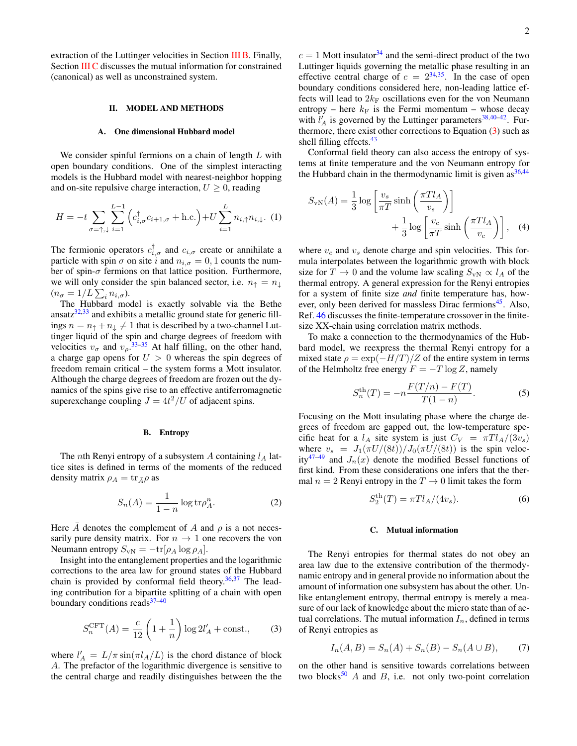extraction of the Luttinger velocities in Section III B. Finally, Section III C discusses the mutual information for constrained (canonical) as well as unconstrained system.

## II. MODEL AND METHODS

### A. One dimensional Hubbard model

We consider spinful fermions on a chain of length $L$ with open boundary conditions. One of the simplest interacting models is the Hubbard model with nearest-neighbor hopping and on-site repulsive charge interaction, $U \geq 0$, reading

$$H = -t \sum_{\sigma=\uparrow,\downarrow} \sum_{i=1}^{L-1} \left( c^\dagger_{i,\sigma} c_{i+1,\sigma} + \text{h.c.} \right) + U \sum_{i=1}^{L} n_{i,\uparrow} n_{i,\downarrow}. \quad (1)$$

The fermionic operators $c^\dagger_{i,\sigma}$ and $c_{i,\sigma}$ create or annihilate a particle with spin $\sigma$ on site $i$ and $n_{i,\sigma} = 0, 1$ counts the number of spin-$\sigma$ fermions on that lattice position. Furthermore, we will only consider the spin balanced sector, i.e. $n_\uparrow = n_\downarrow$ ($n_\sigma = 1/L \sum_i n_{i,\sigma}$).

The Hubbard model is exactly solvable via the Bethe ansatz[32,33] and exhibits a metallic ground state for generic fillings $n = n_\uparrow + n_\downarrow \neq 1$ that is described by a two-channel Luttinger liquid of the spin and charge degrees of freedom with velocities $v_\sigma$ and $v_\rho$.[33–35] At half filling, on the other hand, a charge gap opens for $U > 0$ whereas the spin degrees of freedom remain critical – the system forms a Mott insulator. Although the charge degrees of freedom are frozen out the dynamics of the spins give rise to an effective antiferromagnetic superexchange coupling $J = 4t^2/U$ of adjacent spins.

### B. Entropy

The $n$th Renyi entropy of a subsystem $A$ containing $l_A$ lattice sites is defined in terms of the moments of the reduced density matrix $\rho_A = \text{tr}_{\bar{A}}\rho$ as

$$S_n(A) = \frac{1}{1-n} \log \text{tr}\rho_A^n. \quad (2)$$

Here $\bar{A}$ denotes the complement of $A$ and $\rho$ is a not necessarily pure density matrix. For $n \to 1$ one recovers the von Neumann entropy $S_{\text{vN}} = -\text{tr}[\rho_A \log \rho_A]$.

Insight into the entanglement properties and the logarithmic corrections to the area law for ground states of the Hubbard chain is provided by conformal field theory.[36,37] The leading contribution for a bipartite splitting of a chain with open boundary conditions reads[37–40]

$$S_n^{\text{CFT}}(A) = \frac{c}{12}\left(1 + \frac{1}{n}\right) \log 2l'_A + \text{const.}, \quad (3)$$

where $l'_A = L/\pi \sin(\pi l_A/L)$ is the chord distance of block $A$. The prefactor of the logarithmic divergence is sensitive to the central charge and readily distinguishes between the the $c = 1$ Mott insulator[34] and the semi-direct product of the two Luttinger liquids governing the metallic phase resulting in an effective central charge of $c = 2$[34,35]. In the case of open boundary conditions considered here, non-leading lattice effects will lead to $2k_\text{F}$ oscillations even for the von Neumann entropy – here $k_\text{F}$ is the Fermi momentum – whose decay with $l'_A$ is governed by the Luttinger parameters[38,40–42]. Furthermore, there exist other corrections to Equation (3) such as shell filling effects.[43]

Conformal field theory can also access the entropy of systems at finite temperature and the von Neumann entropy for the Hubbard chain in the thermodynamic limit is given as[36,44]

$$S_{\text{vN}}(A) = \frac{1}{3} \log\left[\frac{v_s}{\pi T} \sinh\left(\frac{\pi T l_A}{v_s}\right)\right] + \frac{1}{3} \log\left[\frac{v_c}{\pi T} \sinh\left(\frac{\pi T l_A}{v_c}\right)\right], \quad (4)$$

where $v_c$ and $v_s$ denote charge and spin velocities. This formula interpolates between the logarithmic growth with block size for $T \to 0$ and the volume law scaling $S_{\text{vN}} \propto l_A$ of the thermal entropy. A general expression for the Renyi entropies for a system of finite size *and* finite temperature has, however, only been derived for massless Dirac fermions[45]. Also, Ref. 46 discusses the finite-temperature crossover in the finite-size XX-chain using correlation matrix methods.

To make a connection to the thermodynamics of the Hubbard model, we reexpress the thermal Renyi entropy for a mixed state $\rho = \exp(-H/T)/Z$ of the entire system in terms of the Helmholtz free energy $F = -T \log Z$, namely

$$S_n^{\text{th}}(T) = -n \frac{F(T/n) - F(T)}{T(1-n)}. \quad (5)$$

Focusing on the Mott insulating phase where the charge degrees of freedom are gapped out, the low-temperature specific heat for a $l_A$ site system is just $C_V = \pi T l_A/(3v_s)$ where $v_s = J_1(\pi U/(8t))/J_0(\pi U/(8t))$ is the spin velocity[47–49] and $J_n(x)$ denote the modified Bessel functions of first kind. From these considerations one infers that the thermal $n = 2$ Renyi entropy in the $T \to 0$ limit takes the form

$$S_2^{\text{th}}(T) = \pi T l_A/(4v_s). \quad (6)$$

### C. Mutual information

The Renyi entropies for thermal states do not obey an area law due to the extensive contribution of the thermodynamic entropy and in general provide no information about the amount of information one subsystem has about the other. Unlike entanglement entropy, thermal entropy is merely a measure of our lack of knowledge about the micro state than of actual correlations. The mutual information $I_n$, defined in terms of Renyi entropies as

$$I_n(A, B) = S_n(A) + S_n(B) - S_n(A \cup B), \quad (7)$$

on the other hand is sensitive towards correlations between two blocks[50] $A$ and $B$, i.e. not only two-point correlation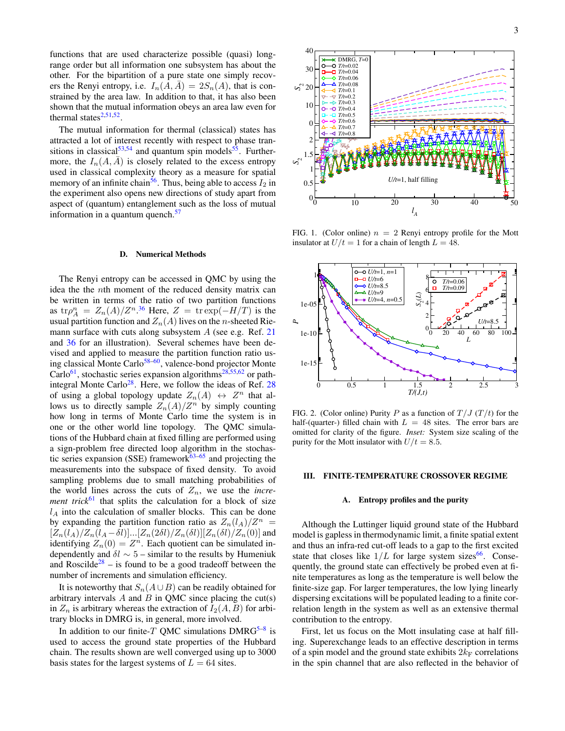functions that are used characterize possible (quasi) long-range order but all information one subsystem has about the other. For the bipartition of a pure state one simply recovers the Renyi entropy, i.e. $I_n(A,\bar{A}) = 2S_n(A)$, that is constrained by the area law. In addition to that, it has also been shown that the mutual information obeys an area law even for thermal states[2,51,52].

The mutual information for thermal (classical) states has attracted a lot of interest recently with respect to phase transitions in classical[53,54] and quantum spin models[55]. Furthermore, the $I_n(A,\bar{A})$ is closely related to the excess entropy used in classical complexity theory as a measure for spatial memory of an infinite chain[56]. Thus, being able to access $I_2$ in the experiment also opens new directions of study apart from the aspect of (quantum) entanglement such as the loss of mutual information in a quantum quench.[57]

### D. Numerical Methods

The Renyi entropy can be accessed in QMC by using the idea the the $n$th moment of the reduced density matrix can be written in terms of the ratio of two partition functions as $\mathrm{tr}\rho_A^n = Z_n(A)/Z^n$.[36] Here, $Z = \mathrm{tr}\exp(-H/T)$ is the usual partition function and $Z_n(A)$ lives on the $n$-sheeted Riemann surface with cuts along subsystem $A$ (see e.g. Ref. 21 and 36 for an illustration). Several schemes have been devised and applied to measure the partition function ratio using classical Monte Carlo[58–60], valence-bond projector Monte Carlo[61], stochastic series expansion algorithms[28,55,62] or path-integral Monte Carlo[28]. Here, we follow the ideas of Ref. 28 of using a global topology update $Z_n(A) \leftrightarrow Z^n$ that allows us to directly sample $Z_n(A)/Z^n$ by simply counting how long in terms of Monte Carlo time the system is in one or the other world line topology. The QMC simulations of the Hubbard chain at fixed filling are performed using a sign-problem free directed loop algorithm in the stochastic series expansion (SSE) framework[63–65] and projecting the measurements into the subspace of fixed density. To avoid sampling problems due to small matching probabilities of the world lines across the cuts of $Z_n$, we use the *increment trick*[61] that splits the calculation for a block of size $l_A$ into the calculation of smaller blocks. This can be done by expanding the partition function ratio as $Z_n(l_A)/Z^n = [Z_n(l_A)/Z_n(l_A-\delta l)]...[Z_n(2\delta l)/Z_n(\delta l)][Z_n(\delta l)/Z_n(0)]$ and identifying $Z_n(0) = Z^n$. Each quotient can be simulated independently and $\delta l \sim 5$ – similar to the results by Humeniuk and Roscilde[28] – is found to be a good tradeoff between the number of increments and simulation efficiency.

It is noteworthy that $S_n(A \cup B)$ can be readily obtained for arbitrary intervals $A$ and $B$ in QMC since placing the cut(s) in $Z_n$ is arbitrary whereas the extraction of $I_2(A,B)$ for arbitrary blocks in DMRG is, in general, more involved.

In addition to our finite-$T$ QMC simulations DMRG[5–8] is used to access the ground state properties of the Hubbard chain. The results shown are well converged using up to 3000 basis states for the largest systems of $L = 64$ sites.

DMRG, T=0
T/t=0.02
T/t=0.04
T/t=0.06
T/t=0.08
T/t=0.1
T/t=0.2
T/t=0.3
T/t=0.4
T/t=0.5
T/t=0.6
T/t=0.7
T/t=0.8
U/t=1, half filling
$S_2$
$l_A$

FIG. 1. (Color online) $n = 2$ Renyi entropy profile for the Mott insulator at $U/t = 1$ for a chain of length $L = 48$.

U/t=1, n=1
U/t=6
U/t=8.5
U/t=9
U/t=4, n=0.5
T/t=0.06
T/t=0.09
U/t=8.5
$S_2(L)$
$L$
$P$
$T/(J,t)$

FIG. 2. (Color online) Purity $P$ as a function of $T/J$ ($T/t$) for the half-(quarter-) filled chain with $L = 48$ sites. The error bars are omitted for clarity of the figure. *Inset:* System size scaling of the purity for the Mott insulator with $U/t = 8.5$.

## III. FINITE-TEMPERATURE CROSSOVER REGIME

### A. Entropy profiles and the purity

Although the Luttinger liquid ground state of the Hubbard model is gapless in thermodynamic limit, a finite spatial extent and thus an infra-red cut-off leads to a gap to the first excited state that closes like $1/L$ for large system sizes[66]. Consequently, the ground state can effectively be probed even at finite temperatures as long as the temperature is well below the finite-size gap. For larger temperatures, the low lying linearly dispersing excitations will be populated leading to a finite correlation length in the system as well as an extensive thermal contribution to the entropy.

First, let us focus on the Mott insulating case at half filling. Superexchange leads to an effective description in terms of a spin model and the ground state exhibits $2k_F$ correlations in the spin channel that are also reflected in the behavior of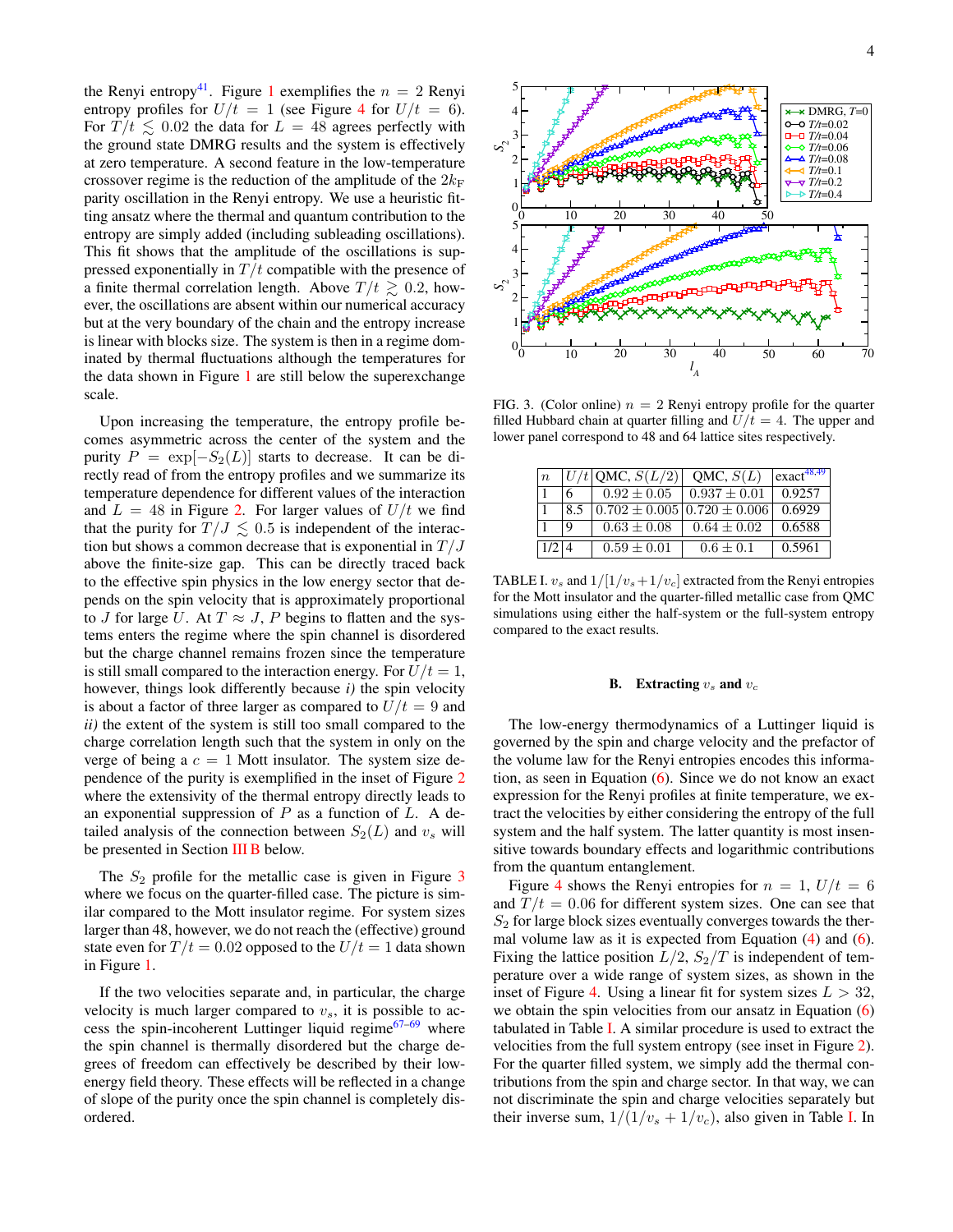the Renyi entropy[41]. Figure 1 exemplifies the $n = 2$ Renyi entropy profiles for $U/t = 1$ (see Figure 4 for $U/t = 6$). For $T/t \lesssim 0.02$ the data for $L = 48$ agrees perfectly with the ground state DMRG results and the system is effectively at zero temperature. A second feature in the low-temperature crossover regime is the reduction of the amplitude of the $2k_F$ parity oscillation in the Renyi entropy. We use a heuristic fitting ansatz where the thermal and quantum contribution to the entropy are simply added (including subleading oscillations). This fit shows that the amplitude of the oscillations is suppressed exponentially in $T/t$ compatible with the presence of a finite thermal correlation length. Above $T/t \gtrsim 0.2$, however, the oscillations are absent within our numerical accuracy but at the very boundary of the chain and the entropy increase is linear with blocks size. The system is then in a regime dominated by thermal fluctuations although the temperatures for the data shown in Figure 1 are still below the superexchange scale.

Upon increasing the temperature, the entropy profile becomes asymmetric across the center of the system and the purity $P = \exp[-S_2(L)]$ starts to decrease. It can be directly read of from the entropy profiles and we summarize its temperature dependence for different values of the interaction and $L = 48$ in Figure 2. For larger values of $U/t$ we find that the purity for $T/J \lesssim 0.5$ is independent of the interaction but shows a common decrease that is exponential in $T/J$ above the finite-size gap. This can be directly traced back to the effective spin physics in the low energy sector that depends on the spin velocity that is approximately proportional to $J$ for large $U$. At $T \approx J$, $P$ begins to flatten and the systems enters the regime where the spin channel is disordered but the charge channel remains frozen since the temperature is still small compared to the interaction energy. For $U/t = 1$, however, things look differently because *i)* the spin velocity is about a factor of three larger as compared to $U/t = 9$ and *ii)* the extent of the system is still too small compared to the charge correlation length such that the system in only on the verge of being a $c = 1$ Mott insulator. The system size dependence of the purity is exemplified in the inset of Figure 2 where the extensivity of the thermal entropy directly leads to an exponential suppression of $P$ as a function of $L$. A detailed analysis of the connection between $S_2(L)$ and $v_s$ will be presented in Section III B below.

The $S_2$ profile for the metallic case is given in Figure 3 where we focus on the quarter-filled case. The picture is similar compared to the Mott insulator regime. For system sizes larger than 48, however, we do not reach the (effective) ground state even for $T/t = 0.02$ opposed to the $U/t = 1$ data shown in Figure 1.

If the two velocities separate and, in particular, the charge velocity is much larger compared to $v_s$, it is possible to access the spin-incoherent Luttinger liquid regime[67–69] where the spin channel is thermally disordered but the charge degrees of freedom can effectively be described by their low-energy field theory. These effects will be reflected in a change of slope of the purity once the spin channel is completely disordered.

$S_2$
$l_A$
DMRG, $T$=0
$T/t$=0.02
$T/t$=0.04
$T/t$=0.06
$T/t$=0.08
$T/t$=0.1
$T/t$=0.2
$T/t$=0.4

FIG. 3. (Color online) $n = 2$ Renyi entropy profile for the quarter filled Hubbard chain at quarter filling and $U/t = 4$. The upper and lower panel correspond to 48 and 64 lattice sites respectively.

| $n$ | $U/t$ | QMC, $S(L/2)$ | QMC, $S(L)$ | exact[48,49] |
|---|---|---|---|---|
| 1 | 6 | $0.92 \pm 0.05$ | $0.937 \pm 0.01$ | 0.9257 |
| 1 | 8.5 | $0.702 \pm 0.005$ | $0.720 \pm 0.006$ | 0.6929 |
| 1 | 9 | $0.63 \pm 0.08$ | $0.64 \pm 0.02$ | 0.6588 |
| 1/2 | 4 | $0.59 \pm 0.01$ | $0.6 \pm 0.1$ | 0.5961 |

TABLE I. $v_s$ and $1/[1/v_s + 1/v_c]$ extracted from the Renyi entropies for the Mott insulator and the quarter-filled metallic case from QMC simulations using either the half-system or the full-system entropy compared to the exact results.

### B. Extracting $v_s$ and $v_c$

The low-energy thermodynamics of a Luttinger liquid is governed by the spin and charge velocity and the prefactor of the volume law for the Renyi entropies encodes this information, as seen in Equation (6). Since we do not know an exact expression for the Renyi profiles at finite temperature, we extract the velocities by either considering the entropy of the full system and the half system. The latter quantity is most insensitive towards boundary effects and logarithmic contributions from the quantum entanglement.

Figure 4 shows the Renyi entropies for $n = 1$, $U/t = 6$ and $T/t = 0.06$ for different system sizes. One can see that $S_2$ for large block sizes eventually converges towards the thermal volume law as it is expected from Equation (4) and (6). Fixing the lattice position $L/2$, $S_2/T$ is independent of temperature over a wide range of system sizes, as shown in the inset of Figure 4. Using a linear fit for system sizes $L > 32$, we obtain the spin velocities from our ansatz in Equation (6) tabulated in Table I. A similar procedure is used to extract the velocities from the full system entropy (see inset in Figure 2). For the quarter filled system, we simply add the thermal contributions from the spin and charge sector. In that way, we can not discriminate the spin and charge velocities separately but their inverse sum, $1/(1/v_s + 1/v_c)$, also given in Table I. In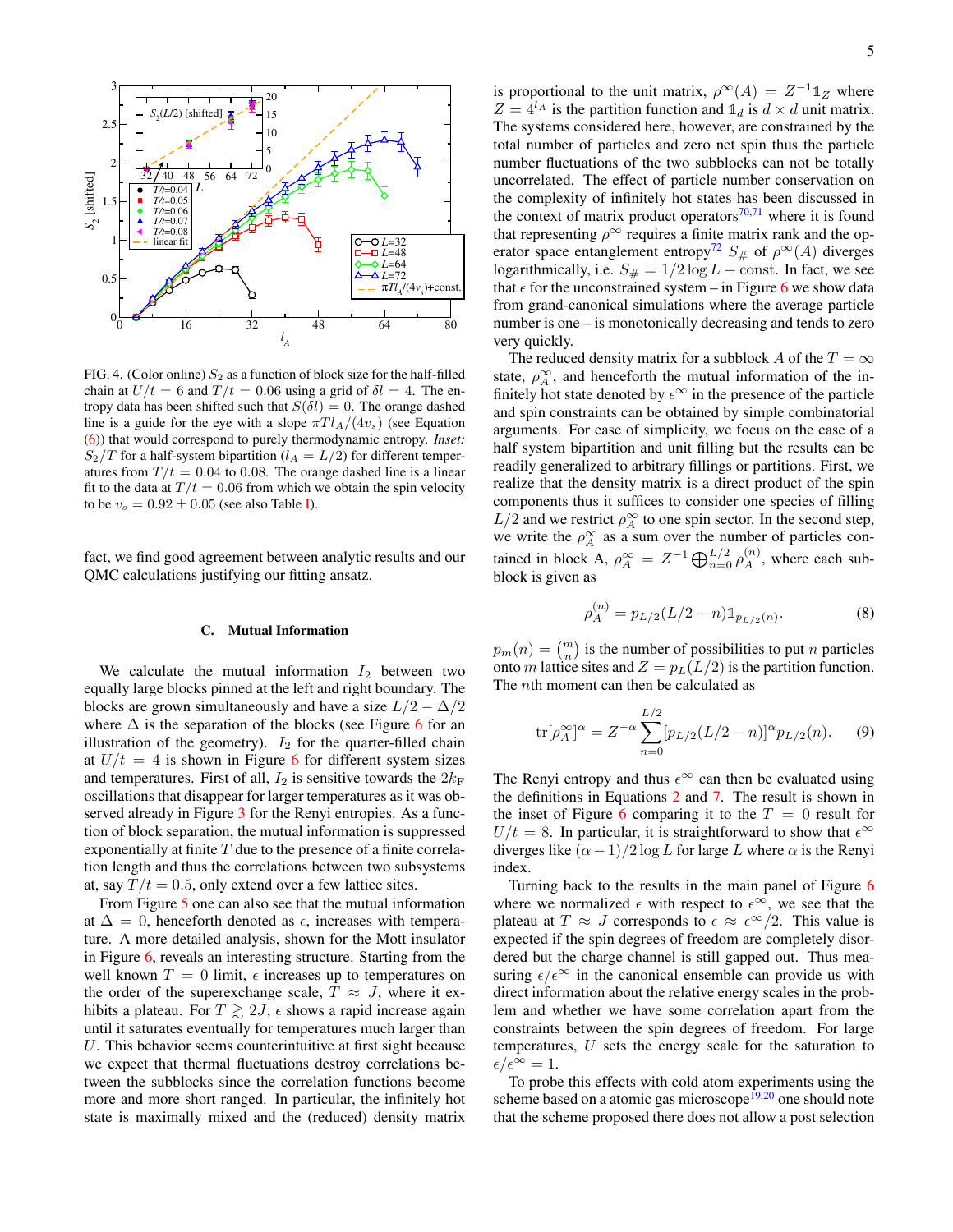$S_2$ [shifted]

$l_A$

$S_2(L/2)$ [shifted]

$L$

T/t=0.04
T/t=0.05
T/t=0.06
T/t=0.07
T/t=0.08
linear fit

L=32
L=48
L=64
L=72
$\pi T l_A/(4v_s)$+const.

FIG. 4. (Color online) $S_2$ as a function of block size for the half-filled chain at $U/t = 6$ and $T/t = 0.06$ using a grid of $\delta l = 4$. The entropy data has been shifted such that $S(\delta l) = 0$. The orange dashed line is a guide for the eye with a slope $\pi T l_A/(4v_s)$ (see Equation (6)) that would correspond to purely thermodynamic entropy. *Inset:* $S_2/T$ for a half-system bipartition ($l_A = L/2$) for different temperatures from $T/t = 0.04$ to 0.08. The orange dashed line is a linear fit to the data at $T/t = 0.06$ from which we obtain the spin velocity to be $v_s = 0.92 \pm 0.05$ (see also Table I).

fact, we find good agreement between analytic results and our QMC calculations justifying our fitting ansatz.

### C. Mutual Information

We calculate the mutual information $I_2$ between two equally large blocks pinned at the left and right boundary. The blocks are grown simultaneously and have a size $L/2 - \Delta/2$ where $\Delta$ is the separation of the blocks (see Figure 6 for an illustration of the geometry). $I_2$ for the quarter-filled chain at $U/t = 4$ is shown in Figure 6 for different system sizes and temperatures. First of all, $I_2$ is sensitive towards the $2k_{\rm F}$ oscillations that disappear for larger temperatures as it was observed already in Figure 3 for the Renyi entropies. As a function of block separation, the mutual information is suppressed exponentially at finite $T$ due to the presence of a finite correlation length and thus the correlations between two subsystems at, say $T/t = 0.5$, only extend over a few lattice sites.

From Figure 5 one can also see that the mutual information at $\Delta = 0$, henceforth denoted as $\epsilon$, increases with temperature. A more detailed analysis, shown for the Mott insulator in Figure 6, reveals an interesting structure. Starting from the well known $T = 0$ limit, $\epsilon$ increases up to temperatures on the order of the superexchange scale, $T \approx J$, where it exhibits a plateau. For $T \gtrsim 2J$, $\epsilon$ shows a rapid increase again until it saturates eventually for temperatures much larger than $U$. This behavior seems counterintuitive at first sight because we expect that thermal fluctuations destroy correlations between the subblocks since the correlation functions become more and more short ranged. In particular, the infinitely hot state is maximally mixed and the (reduced) density matrix is proportional to the unit matrix, $\rho^\infty(A) = Z^{-1}\mathbb{1}_Z$ where $Z = 4^{l_A}$ is the partition function and $\mathbb{1}_d$ is $d \times d$ unit matrix. The systems considered here, however, are constrained by the total number of particles and zero net spin thus the particle number fluctuations of the two subblocks can not be totally uncorrelated. The effect of particle number conservation on the complexity of infinitely hot states has been discussed in the context of matrix product operators[70,71] where it is found that representing $\rho^\infty$ requires a finite matrix rank and the operator space entanglement entropy[72] $S_\#$ of $\rho^\infty(A)$ diverges logarithmically, i.e. $S_\# = 1/2 \log L + \text{const.}$ In fact, we see that $\epsilon$ for the unconstrained system – in Figure 6 we show data from grand-canonical simulations where the average particle number is one – is monotonically decreasing and tends to zero very quickly.

The reduced density matrix for a subblock $A$ of the $T = \infty$ state, $\rho_A^\infty$, and henceforth the mutual information of the infinitely hot state denoted as $\epsilon^\infty$ in the presence of the particle and spin constraints can be obtained by simple combinatorial arguments. For ease of simplicity, we focus on the case of a half system bipartition and unit filling but the results can be readily generalized to arbitrary fillings or partitions. First, we realize that the density matrix is a direct product of the spin components thus it suffices to consider one species of filling $L/2$ and we restrict $\rho_A^\infty$ to one spin sector. In the second step, we write the $\rho_A^\infty$ as a sum over the number of particles contained in block A, $\rho_A^\infty = Z^{-1}\bigoplus_{n=0}^{L/2}\rho_A^{(n)}$, where each subblock is given as

$$\rho_A^{(n)} = p_{L/2}(L/2 - n)\mathbb{1}_{p_{L/2}(n)}. \tag{8}$$

$p_m(n) = \binom{m}{n}$ is the number of possibilities to put $n$ particles onto $m$ lattice sites and $Z = p_L(L/2)$ is the partition function. The $n$th moment can then be calculated as

$$\mathrm{tr}[\rho_A^\infty]^\alpha = Z^{-\alpha}\sum_{n=0}^{L/2}[p_{L/2}(L/2 - n)]^\alpha p_{L/2}(n). \tag{9}$$

The Renyi entropy and thus $\epsilon^\infty$ can then be evaluated using the definitions in Equations 2 and 7. The result is shown in the inset of Figure 6 comparing it to the $T = 0$ result for $U/t = 8$. In particular, it is straightforward to show that $\epsilon^\infty$ diverges like $(\alpha - 1)/2 \log L$ for large $L$ where $\alpha$ is the Renyi index.

Turning back to the results in the main panel of Figure 6 where we normalized $\epsilon$ with respect to $\epsilon^\infty$, we see that the plateau at $T \approx J$ corresponds to $\epsilon \approx \epsilon^\infty/2$. This value is expected if the spin degrees of freedom are completely disordered but the charge channel is still gapped out. Thus measuring $\epsilon/\epsilon^\infty$ in the canonical ensemble can provide us with direct information about the relative energy scales in the problem and whether we have some correlation apart from the constraints between the spin degrees of freedom. For large temperatures, $U$ sets the energy scale for the saturation to $\epsilon/\epsilon^\infty = 1$.

To probe this effects with cold atom experiments using the scheme based on a atomic gas microscope[19,20] one should note that the scheme proposed there does not allow a post selection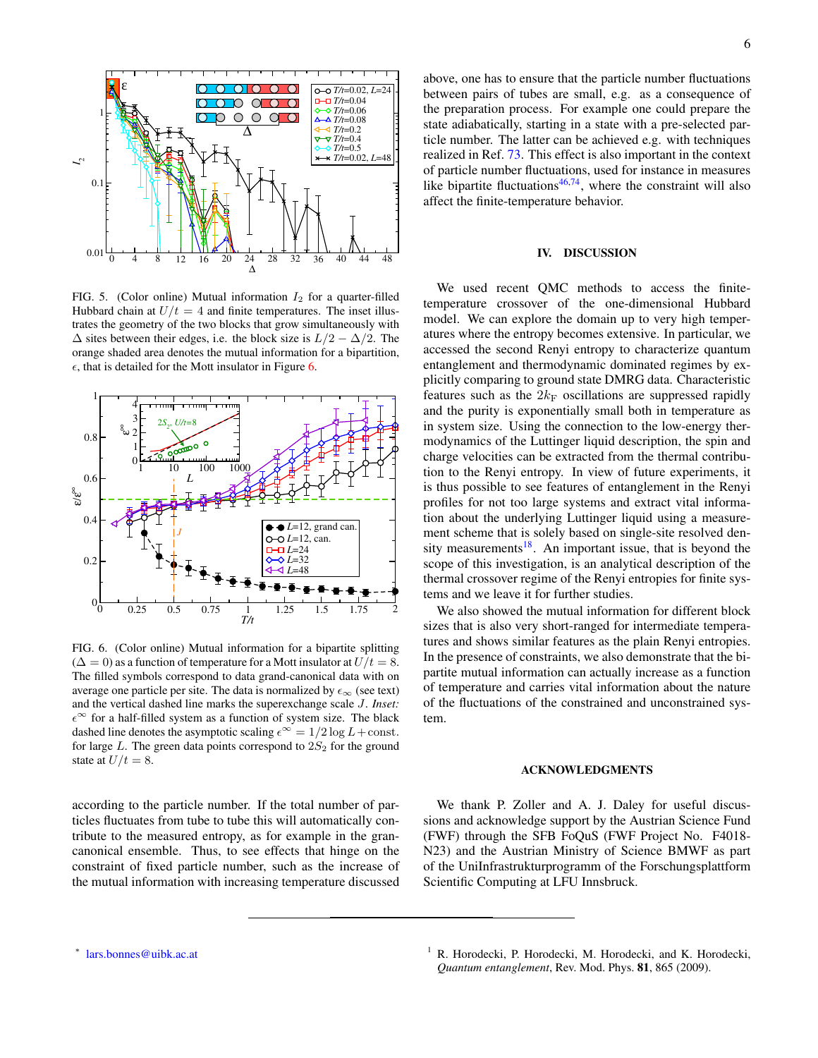FIG. 5. (Color online) Mutual information $I_2$ for a quarter-filled Hubbard chain at $U/t = 4$ and finite temperatures. The inset illustrates the geometry of the two blocks that grow simultaneously with $\Delta$ sites between their edges, i.e. the block size is $L/2 - \Delta/2$. The orange shaded area denotes the mutual information for a bipartition, $\epsilon$, that is detailed for the Mott insulator in Figure 6.

FIG. 6. (Color online) Mutual information for a bipartite splitting ($\Delta = 0$) as a function of temperature for a Mott insulator at $U/t = 8$. The filled symbols correspond to data grand-canonical data with on average one particle per site. The data is normalized by $\epsilon_\infty$ (see text) and the vertical dashed line marks the superexchange scale $J$. *Inset:* $\epsilon^\infty$ for a half-filled system as a function of system size. The black dashed line denotes the asymptotic scaling $\epsilon^\infty = 1/2 \log L + \text{const.}$ for large $L$. The green data points correspond to $2S_2$ for the ground state at $U/t = 8$.

according to the particle number. If the total number of particles fluctuates from tube to tube this will automatically contribute to the measured entropy, as for example in the grand-canonical ensemble. Thus, to see effects that hinge on the constraint of fixed particle number, such as the increase of the mutual information with increasing temperature discussed above, one has to ensure that the particle number fluctuations between pairs of tubes are small, e.g. as a consequence of the preparation process. For example one could prepare the state adiabatically, starting in a state with a pre-selected particle number. The latter can be achieved e.g. with techniques realized in Ref. 73. This effect is also important in the context of particle number fluctuations, used for instance in measures like bipartite fluctuations[46,74], where the constraint will also affect the finite-temperature behavior.

## IV. DISCUSSION

We used recent QMC methods to access the finite-temperature crossover of the one-dimensional Hubbard model. We can explore the domain up to very high temperatures where the entropy becomes extensive. In particular, we accessed the second Renyi entropy to characterize quantum entanglement and thermodynamic dominated regimes by explicitly comparing to ground state DMRG data. Characteristic features such as the $2k_\mathrm{F}$ oscillations are suppressed rapidly and the purity is exponentially small both in temperature as in system size. Using the connection to the low-energy thermodynamics of the Luttinger liquid description, the spin and charge velocities can be extracted from the thermal contribution to the Renyi entropy. In view of future experiments, it is thus possible to see features of entanglement in the Renyi profiles for not too large systems and extract vital information about the underlying Luttinger liquid using a measurement scheme that is solely based on single-site resolved density measurements[18]. An important issue, that is beyond the scope of this investigation, is an analytical description of the thermal crossover regime of the Renyi entropies for finite systems and we leave it for further studies.

We also showed the mutual information for different block sizes that is also very short-ranged for intermediate temperatures and shows similar features as the plain Renyi entropies. In the presence of constraints, we also demonstrate that the bipartite mutual information can actually increase as a function of temperature and carries vital information about the nature of the fluctuations of the constrained and unconstrained system.

## ACKNOWLEDGMENTS

We thank P. Zoller and A. J. Daley for useful discussions and acknowledge support by the Austrian Science Fund (FWF) through the SFB FoQuS (FWF Project No. F4018-N23) and the Austrian Ministry of Science BMWF as part of the UniInfrastrukturprogramm of the Forschungsplattform Scientific Computing at LFU Innsbruck.

---

* lars.bonnes@uibk.ac.at

[1] R. Horodecki, P. Horodecki, M. Horodecki, and K. Horodecki, *Quantum entanglement*, Rev. Mod. Phys. **81**, 865 (2009).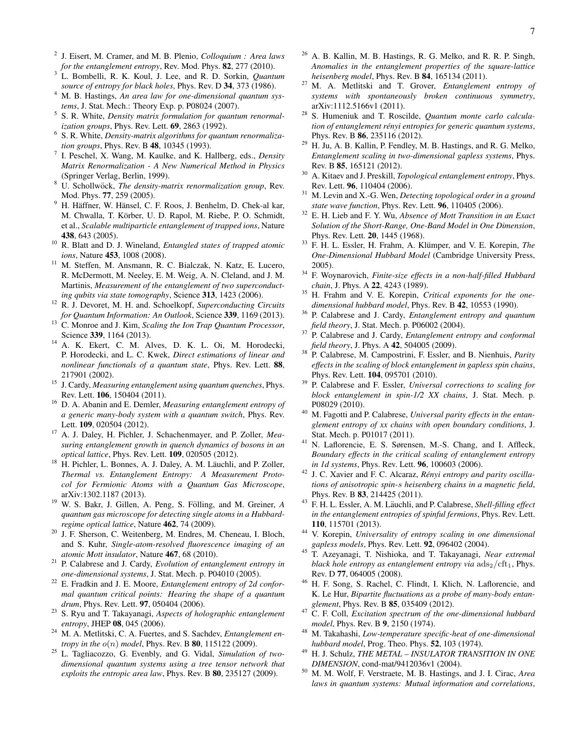[2] J. Eisert, M. Cramer, and M. B. Plenio, *Colloquium : Area laws for the entanglement entropy*, Rev. Mod. Phys. **82**, 277 (2010).

[3] L. Bombelli, R. K. Koul, J. Lee, and R. D. Sorkin, *Quantum source of entropy for black holes*, Phys. Rev. D **34**, 373 (1986).

[4] M. B. Hastings, *An area law for one-dimensional quantum systems*, J. Stat. Mech.: Theory Exp. p. P08024 (2007).

[5] S. R. White, *Density matrix formulation for quantum renormalization groups*, Phys. Rev. Lett. **69**, 2863 (1992).

[6] S. R. White, *Density-matrix algorithms for quantum renormalization groups*, Phys. Rev. B **48**, 10345 (1993).

[7] I. Peschel, X. Wang, M. Kaulke, and K. Hallberg, eds., *Density Matrix Renormalization - A New Numerical Method in Physics* (Springer Verlag, Berlin, 1999).

[8] U. Schollwöck, *The density-matrix renormalization group*, Rev. Mod. Phys. **77**, 259 (2005).

[9] H. Häffner, W. Hänsel, C. F. Roos, J. Benhelm, D. Chek-al kar, M. Chwalla, T. Körber, U. D. Rapol, M. Riebe, P. O. Schmidt, et al., *Scalable multiparticle entanglement of trapped ions*, Nature **438**, 643 (2005).

[10] R. Blatt and D. J. Wineland, *Entangled states of trapped atomic ions*, Nature **453**, 1008 (2008).

[11] M. Steffen, M. Ansmann, R. C. Bialczak, N. Katz, E. Lucero, R. McDermott, M. Neeley, E. M. Weig, A. N. Cleland, and J. M. Martinis, *Measurement of the entanglement of two superconducting qubits via state tomography*, Science **313**, 1423 (2006).

[12] R. J. Devoret, M. H. and. Schoelkopf, *Superconducting Circuits for Quantum Information: An Outlook*, Science **339**, 1169 (2013).

[13] C. Monroe and J. Kim, *Scaling the Ion Trap Quantum Processor*, Science **339**, 1164 (2013).

[14] A. K. Ekert, C. M. Alves, D. K. L. Oi, M. Horodecki, P. Horodecki, and L. C. Kwek, *Direct estimations of linear and nonlinear functionals of a quantum state*, Phys. Rev. Lett. **88**, 217901 (2002).

[15] J. Cardy, *Measuring entanglement using quantum quenches*, Phys. Rev. Lett. **106**, 150404 (2011).

[16] D. A. Abanin and E. Demler, *Measuring entanglement entropy of a generic many-body system with a quantum switch*, Phys. Rev. Lett. **109**, 020504 (2012).

[17] A. J. Daley, H. Pichler, J. Schachenmayer, and P. Zoller, *Measuring entanglement growth in quench dynamics of bosons in an optical lattice*, Phys. Rev. Lett. **109**, 020505 (2012).

[18] H. Pichler, L. Bonnes, A. J. Daley, A. M. Läuchli, and P. Zoller, *Thermal vs. Entanglement Entropy: A Measurement Protocol for Fermionic Atoms with a Quantum Gas Microscope*, arXiv:1302.1187 (2013).

[19] W. S. Bakr, J. Gillen, A. Peng, S. Fölling, and M. Greiner, *A quantum gas microscope for detecting single atoms in a Hubbard-regime optical lattice*, Nature **462**, 74 (2009).

[20] J. F. Sherson, C. Weitenberg, M. Endres, M. Cheneau, I. Bloch, and S. Kuhr, *Single-atom-resolved fluorescence imaging of an atomic Mott insulator*, Nature **467**, 68 (2010).

[21] P. Calabrese and J. Cardy, *Evolution of entanglement entropy in one-dimensional systems*, J. Stat. Mech. p. P04010 (2005).

[22] E. Fradkin and J. E. Moore, *Entanglement entropy of 2d conformal quantum critical points: Hearing the shape of a quantum drum*, Phys. Rev. Lett. **97**, 050404 (2006).

[23] S. Ryu and T. Takayanagi, *Aspects of holographic entanglement entropy*, JHEP **08**, 045 (2006).

[24] M. A. Metlitski, C. A. Fuertes, and S. Sachdev, *Entanglement entropy in the $o(n)$ model*, Phys. Rev. B **80**, 115122 (2009).

[25] L. Tagliacozzo, G. Evenbly, and G. Vidal, *Simulation of two-dimensional quantum systems using a tree tensor network that exploits the entropic area law*, Phys. Rev. B **80**, 235127 (2009).

[26] A. B. Kallin, M. B. Hastings, R. G. Melko, and R. R. P. Singh, *Anomalies in the entanglement properties of the square-lattice heisenberg model*, Phys. Rev. B **84**, 165134 (2011).

[27] M. A. Metlitski and T. Grover, *Entanglement entropy of systems with spontaneously broken continuous symmetry*, arXiv:1112.5166v1 (2011).

[28] S. Humeniuk and T. Roscilde, *Quantum monte carlo calculation of entanglement rényi entropies for generic quantum systems*, Phys. Rev. B **86**, 235116 (2012).

[29] H. Ju, A. B. Kallin, P. Fendley, M. B. Hastings, and R. G. Melko, *Entanglement scaling in two-dimensional gapless systems*, Phys. Rev. B **85**, 165121 (2012).

[30] A. Kitaev and J. Preskill, *Topological entanglement entropy*, Phys. Rev. Lett. **96**, 110404 (2006).

[31] M. Levin and X.-G. Wen, *Detecting topological order in a ground state wave function*, Phys. Rev. Lett. **96**, 110405 (2006).

[32] E. H. Lieb and F. Y. Wu, *Absence of Mott Transition in an Exact Solution of the Short-Range, One-Band Model in One Dimension*, Phys. Rev. Lett. **20**, 1445 (1968).

[33] F. H. L. Essler, H. Frahm, A. Klümper, and V. E. Korepin, *The One-Dimensional Hubbard Model* (Cambridge University Press, 2005).

[34] F. Woynarovich, *Finite-size effects in a non-half-filled Hubbard chain*, J. Phys. A **22**, 4243 (1989).

[35] H. Frahm and V. E. Korepin, *Critical exponents for the one-dimensional hubbard model*, Phys. Rev. B **42**, 10553 (1990).

[36] P. Calabrese and J. Cardy, *Entanglement entropy and quantum field theory*, J. Stat. Mech. p. P06002 (2004).

[37] P. Calabrese and J. Cardy, *Entanglement entropy and conformal field theory*, J. Phys. A **42**, 504005 (2009).

[38] P. Calabrese, M. Campostrini, F. Essler, and B. Nienhuis, *Parity effects in the scaling of block entanglement in gapless spin chains*, Phys. Rev. Lett. **104**, 095701 (2010).

[39] P. Calabrese and F. Essler, *Universal corrections to scaling for block entanglement in spin-1/2 XX chains*, J. Stat. Mech. p. P08029 (2010).

[40] M. Fagotti and P. Calabrese, *Universal parity effects in the entanglement entropy of xx chains with open boundary conditions*, J. Stat. Mech. p. P01017 (2011).

[41] N. Laflorencie, E. S. Sørensen, M.-S. Chang, and I. Affleck, *Boundary effects in the critical scaling of entanglement entropy in 1d systems*, Phys. Rev. Lett. **96**, 100603 (2006).

[42] J. C. Xavier and F. C. Alcaraz, *Rényi entropy and parity oscillations of anisotropic spin-$s$ heisenberg chains in a magnetic field*, Phys. Rev. B **83**, 214425 (2011).

[43] F. H. L. Essler, A. M. Läuchli, and P. Calabrese, *Shell-filling effect in the entanglement entropies of spinful fermions*, Phys. Rev. Lett. **110**, 115701 (2013).

[44] V. Korepin, *Universality of entropy scaling in one dimensional gapless models*, Phys. Rev. Lett. **92**, 096402 (2004).

[45] T. Azeyanagi, T. Nishioka, and T. Takayanagi, *Near extremal black hole entropy as entanglement entropy via $\mathrm{ads}_2/\mathrm{cft}_1$*, Phys. Rev. D **77**, 064005 (2008).

[46] H. F. Song, S. Rachel, C. Flindt, I. Klich, N. Laflorencie, and K. Le Hur, *Bipartite fluctuations as a probe of many-body entanglement*, Phys. Rev. B **85**, 035409 (2012).

[47] C. F. Coll, *Excitation spectrum of the one-dimensional hubbard model*, Phys. Rev. B **9**, 2150 (1974).

[48] M. Takahashi, *Low-temperature specific-heat of one-dimensional hubbard model*, Prog. Theo. Phys. **52**, 103 (1974).

[49] H. J. Schulz, *THE METAL – INSULATOR TRANSITION IN ONE DIMENSION*, cond-mat/9412036v1 (2004).

[50] M. M. Wolf, F. Verstraete, M. B. Hastings, and J. I. Cirac, *Area laws in quantum systems: Mutual information and correlations*,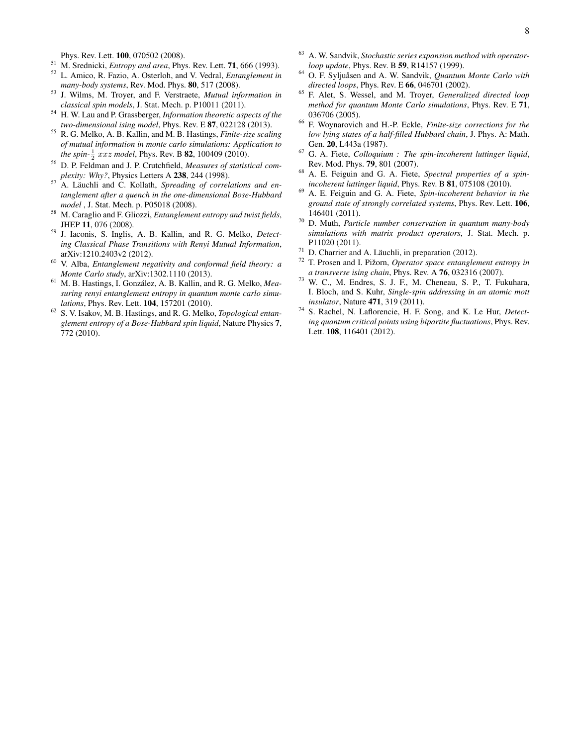Phys. Rev. Lett. **100**, 070502 (2008).

[51] M. Srednicki, *Entropy and area*, Phys. Rev. Lett. **71**, 666 (1993).

[52] L. Amico, R. Fazio, A. Osterloh, and V. Vedral, *Entanglement in many-body systems*, Rev. Mod. Phys. **80**, 517 (2008).

[53] J. Wilms, M. Troyer, and F. Verstraete, *Mutual information in classical spin models*, J. Stat. Mech. p. P10011 (2011).

[54] H. W. Lau and P. Grassberger, *Information theoretic aspects of the two-dimensional ising model*, Phys. Rev. E **87**, 022128 (2013).

[55] R. G. Melko, A. B. Kallin, and M. B. Hastings, *Finite-size scaling of mutual information in monte carlo simulations: Application to the spin-$\frac{1}{2}$ $xxz$ model*, Phys. Rev. B **82**, 100409 (2010).

[56] D. P. Feldman and J. P. Crutchfield, *Measures of statistical complexity: Why?*, Physics Letters A **238**, 244 (1998).

[57] A. Läuchli and C. Kollath, *Spreading of correlations and entanglement after a quench in the one-dimensional Bose-Hubbard model* , J. Stat. Mech. p. P05018 (2008).

[58] M. Caraglio and F. Gliozzi, *Entanglement entropy and twist fields*, JHEP **11**, 076 (2008).

[59] J. Iaconis, S. Inglis, A. B. Kallin, and R. G. Melko, *Detecting Classical Phase Transitions with Renyi Mutual Information*, arXiv:1210.2403v2 (2012).

[60] V. Alba, *Entanglement negativity and conformal field theory: a Monte Carlo study*, arXiv:1302.1110 (2013).

[61] M. B. Hastings, I. González, A. B. Kallin, and R. G. Melko, *Measuring renyi entanglement entropy in quantum monte carlo simulations*, Phys. Rev. Lett. **104**, 157201 (2010).

[62] S. V. Isakov, M. B. Hastings, and R. G. Melko, *Topological entanglement entropy of a Bose-Hubbard spin liquid*, Nature Physics **7**, 772 (2010).

[63] A. W. Sandvik, *Stochastic series expansion method with operator-loop update*, Phys. Rev. B **59**, R14157 (1999).

[64] O. F. Syljuåsen and A. W. Sandvik, *Quantum Monte Carlo with directed loops*, Phys. Rev. E **66**, 046701 (2002).

[65] F. Alet, S. Wessel, and M. Troyer, *Generalized directed loop method for quantum Monte Carlo simulations*, Phys. Rev. E **71**, 036706 (2005).

[66] F. Woynarovich and H.-P. Eckle, *Finite-size corrections for the low lying states of a half-filled Hubbard chain*, J. Phys. A: Math. Gen. **20**, L443a (1987).

[67] G. A. Fiete, *Colloquium : The spin-incoherent luttinger liquid*, Rev. Mod. Phys. **79**, 801 (2007).

[68] A. E. Feiguin and G. A. Fiete, *Spectral properties of a spin-incoherent luttinger liquid*, Phys. Rev. B **81**, 075108 (2010).

[69] A. E. Feiguin and G. A. Fiete, *Spin-incoherent behavior in the ground state of strongly correlated systems*, Phys. Rev. Lett. **106**, 146401 (2011).

[70] D. Muth, *Particle number conservation in quantum many-body simulations with matrix product operators*, J. Stat. Mech. p. P11020 (2011).

[71] D. Charrier and A. Läuchli, in preparation (2012).

[72] T. Prosen and I. Pižorn, *Operator space entanglement entropy in a transverse ising chain*, Phys. Rev. A **76**, 032316 (2007).

[73] W. C., M. Endres, S. J. F., M. Cheneau, S. P., T. Fukuhara, I. Bloch, and S. Kuhr, *Single-spin addressing in an atomic mott insulator*, Nature **471**, 319 (2011).

[74] S. Rachel, N. Laflorencie, H. F. Song, and K. Le Hur, *Detecting quantum critical points using bipartite fluctuations*, Phys. Rev. Lett. **108**, 116401 (2012).